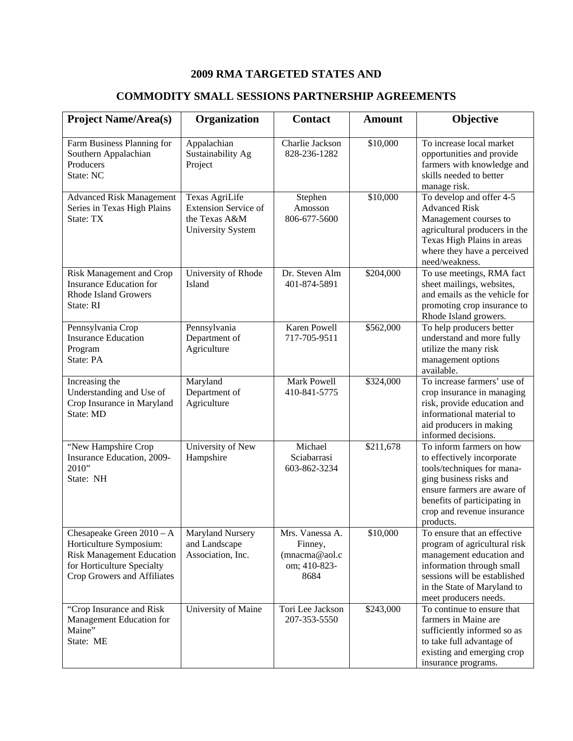# 2009 RMA TARGETED STATES AND

# COMMODITY SMALL SESSIONS PARTNERSHIP AGREEMENTS

| Project Name/Area(s) | Organization | Contact | Amount | Objective |
|---|---|---|---|---|
| Farm Business Planning for Southern Appalachian Producers<br>State: NC | Appalachian Sustainability Ag Project | Charlie Jackson<br>828-236-1282 | $10,000 | To increase local market opportunities and provide farmers with knowledge and skills needed to better manage risk. |
| Advanced Risk Management Series in Texas High Plains<br>State: TX | Texas AgriLife Extension Service of the Texas A&M University System | Stephen Amosson<br>806-677-5600 | $10,000 | To develop and offer 4-5 Advanced Risk Management courses to agricultural producers in the Texas High Plains in areas where they have a perceived need/weakness. |
| Risk Management and Crop Insurance Education for Rhode Island Growers<br>State: RI | University of Rhode Island | Dr. Steven Alm<br>401-874-5891 | $204,000 | To use meetings, RMA fact sheet mailings, websites, and emails as the vehicle for promoting crop insurance to Rhode Island growers. |
| Pennsylvania Crop Insurance Education Program<br>State: PA | Pennsylvania Department of Agriculture | Karen Powell<br>717-705-9511 | $562,000 | To help producers better understand and more fully utilize the many risk management options available. |
| Increasing the Understanding and Use of Crop Insurance in Maryland<br>State: MD | Maryland Department of Agriculture | Mark Powell<br>410-841-5775 | $324,000 | To increase farmers' use of crop insurance in managing risk, provide education and informational material to aid producers in making informed decisions. |
| "New Hampshire Crop Insurance Education, 2009-2010"<br>State: NH | University of New Hampshire | Michael Sciabarrasi<br>603-862-3234 | $211,678 | To inform farmers on how to effectively incorporate tools/techniques for managing business risks and ensure farmers are aware of benefits of participating in crop and revenue insurance products. |
| Chesapeake Green 2010 – A Horticulture Symposium: Risk Management Education for Horticulture Specialty Crop Growers and Affiliates | Maryland Nursery and Landscape Association, Inc. | Mrs. Vanessa A. Finney, (mnacma@aol.com; 410-823-8684 | $10,000 | To ensure that an effective program of agricultural risk management education and information through small sessions will be established in the State of Maryland to meet producers needs. |
| "Crop Insurance and Risk Management Education for Maine"<br>State: ME | University of Maine | Tori Lee Jackson<br>207-353-5550 | $243,000 | To continue to ensure that farmers in Maine are sufficiently informed so as to take full advantage of existing and emerging crop insurance programs. |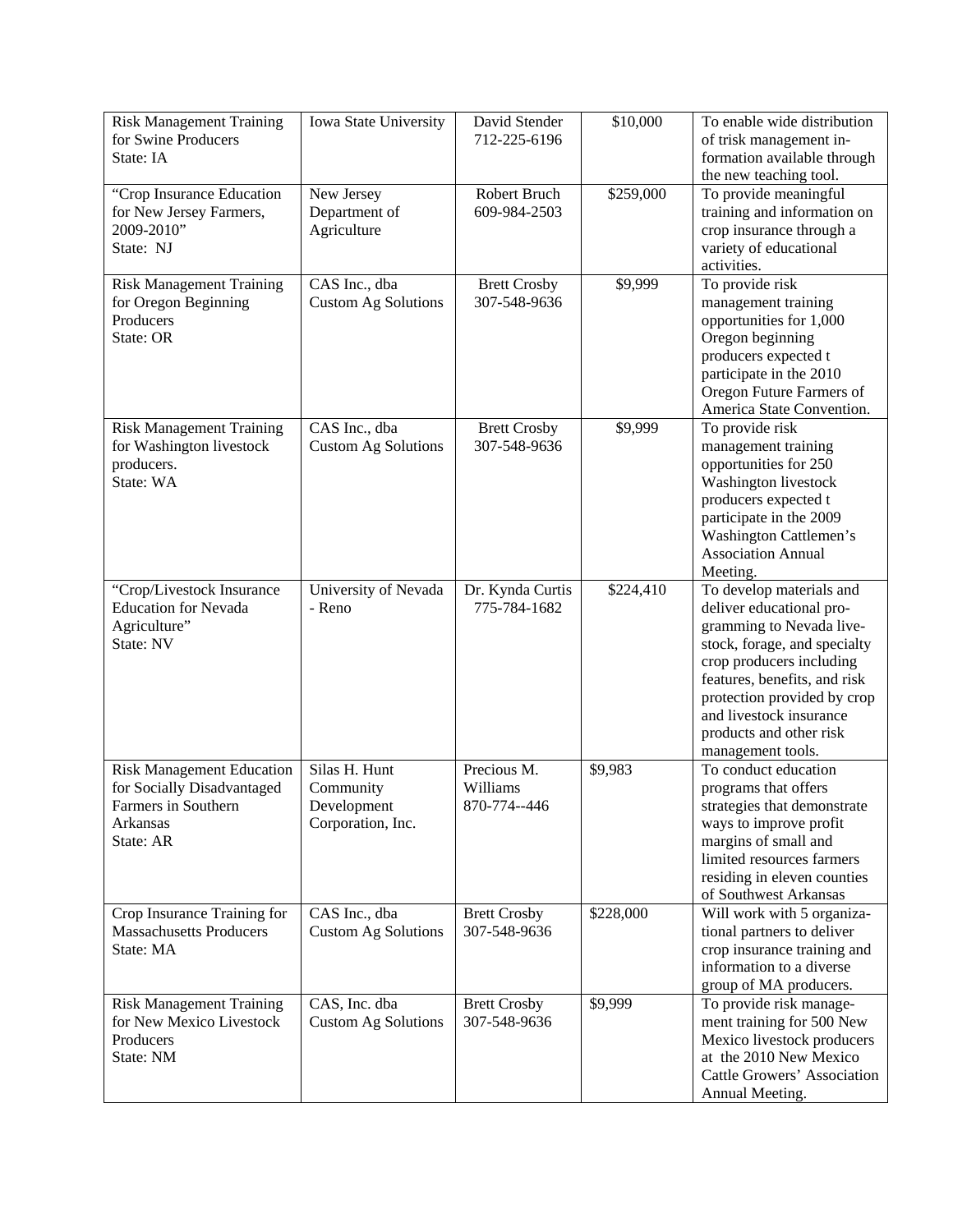| Risk Management Training for Swine Producers State: IA | Iowa State University | David Stender 712-225-6196 | $10,000 | To enable wide distribution of trisk management information available through the new teaching tool. |
|---|---|---|---|---|
| "Crop Insurance Education for New Jersey Farmers, 2009-2010" State: NJ | New Jersey Department of Agriculture | Robert Bruch 609-984-2503 | $259,000 | To provide meaningful training and information on crop insurance through a variety of educational activities. |
| Risk Management Training for Oregon Beginning Producers State: OR | CAS Inc., dba Custom Ag Solutions | Brett Crosby 307-548-9636 | $9,999 | To provide risk management training opportunities for 1,000 Oregon beginning producers expected t participate in the 2010 Oregon Future Farmers of America State Convention. |
| Risk Management Training for Washington livestock producers. State: WA | CAS Inc., dba Custom Ag Solutions | Brett Crosby 307-548-9636 | $9,999 | To provide risk management training opportunities for 250 Washington livestock producers expected t participate in the 2009 Washington Cattlemen's Association Annual Meeting. |
| "Crop/Livestock Insurance Education for Nevada Agriculture" State: NV | University of Nevada - Reno | Dr. Kynda Curtis 775-784-1682 | $224,410 | To develop materials and deliver educational programming to Nevada livestock, forage, and specialty crop producers including features, benefits, and risk protection provided by crop and livestock insurance products and other risk management tools. |
| Risk Management Education for Socially Disadvantaged Farmers in Southern Arkansas State: AR | Silas H. Hunt Community Development Corporation, Inc. | Precious M. Williams 870-774--446 | $9,983 | To conduct education programs that offers strategies that demonstrate ways to improve profit margins of small and limited resources farmers residing in eleven counties of Southwest Arkansas |
| Crop Insurance Training for Massachusetts Producers State: MA | CAS Inc., dba Custom Ag Solutions | Brett Crosby 307-548-9636 | $228,000 | Will work with 5 organizational partners to deliver crop insurance training and information to a diverse group of MA producers. |
| Risk Management Training for New Mexico Livestock Producers State: NM | CAS, Inc. dba Custom Ag Solutions | Brett Crosby 307-548-9636 | $9,999 | To provide risk management training for 500 New Mexico livestock producers at the 2010 New Mexico Cattle Growers' Association Annual Meeting. |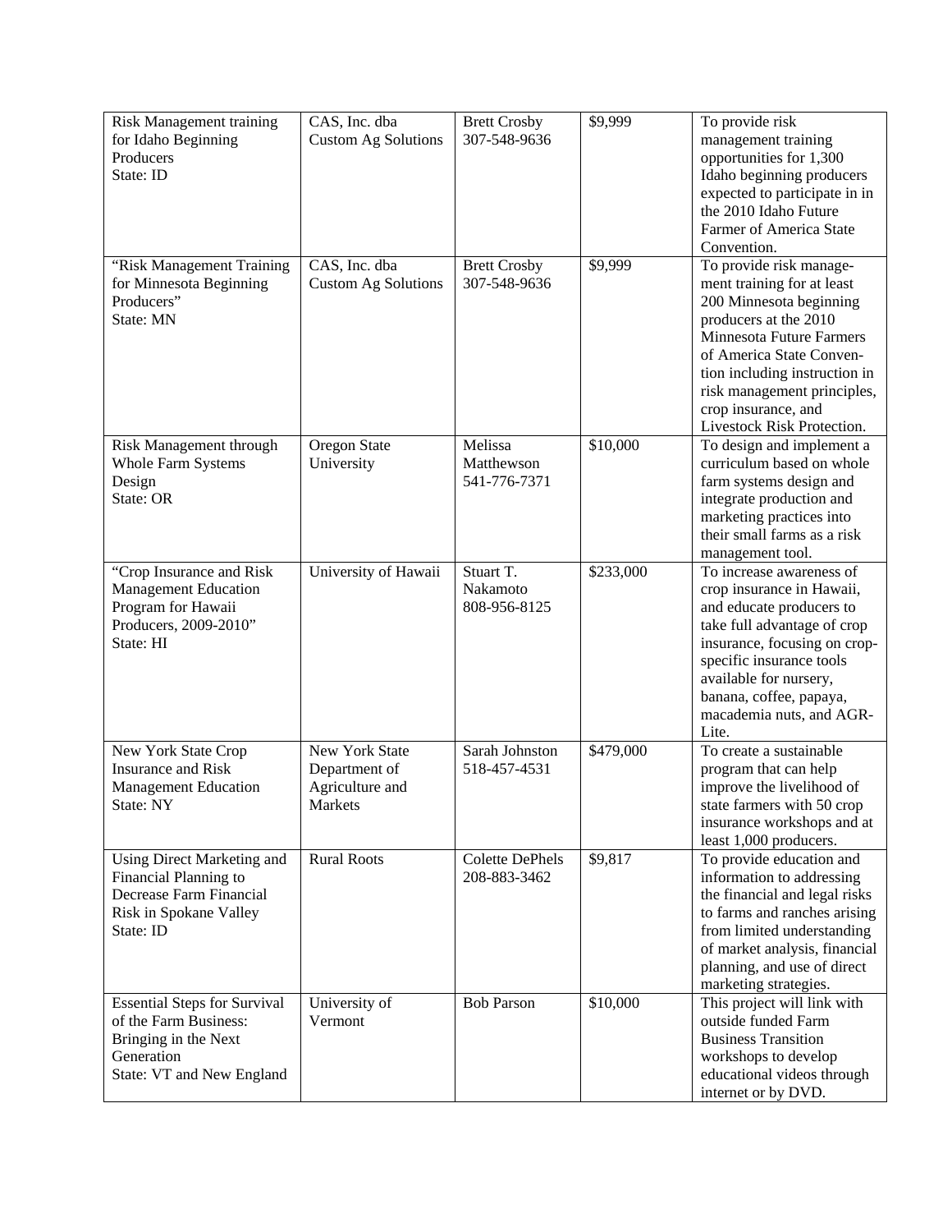| Risk Management training for Idaho Beginning Producers State: ID | CAS, Inc. dba Custom Ag Solutions | Brett Crosby 307-548-9636 | $9,999 | To provide risk management training opportunities for 1,300 Idaho beginning producers expected to participate in in the 2010 Idaho Future Farmer of America State Convention. |
|---|---|---|---|---|
| "Risk Management Training for Minnesota Beginning Producers" State: MN | CAS, Inc. dba Custom Ag Solutions | Brett Crosby 307-548-9636 | $9,999 | To provide risk management training for at least 200 Minnesota beginning producers at the 2010 Minnesota Future Farmers of America State Convention including instruction in risk management principles, crop insurance, and Livestock Risk Protection. |
| Risk Management through Whole Farm Systems Design State: OR | Oregon State University | Melissa Matthewson 541-776-7371 | $10,000 | To design and implement a curriculum based on whole farm systems design and integrate production and marketing practices into their small farms as a risk management tool. |
| "Crop Insurance and Risk Management Education Program for Hawaii Producers, 2009-2010" State: HI | University of Hawaii | Stuart T. Nakamoto 808-956-8125 | $233,000 | To increase awareness of crop insurance in Hawaii, and educate producers to take full advantage of crop insurance, focusing on crop-specific insurance tools available for nursery, banana, coffee, papaya, macademia nuts, and AGR-Lite. |
| New York State Crop Insurance and Risk Management Education State: NY | New York State Department of Agriculture and Markets | Sarah Johnston 518-457-4531 | $479,000 | To create a sustainable program that can help improve the livelihood of state farmers with 50 crop insurance workshops and at least 1,000 producers. |
| Using Direct Marketing and Financial Planning to Decrease Farm Financial Risk in Spokane Valley State: ID | Rural Roots | Colette DePhels 208-883-3462 | $9,817 | To provide education and information to addressing the financial and legal risks to farms and ranches arising from limited understanding of market analysis, financial planning, and use of direct marketing strategies. |
| Essential Steps for Survival of the Farm Business: Bringing in the Next Generation State: VT and New England | University of Vermont | Bob Parson | $10,000 | This project will link with outside funded Farm Business Transition workshops to develop educational videos through internet or by DVD. |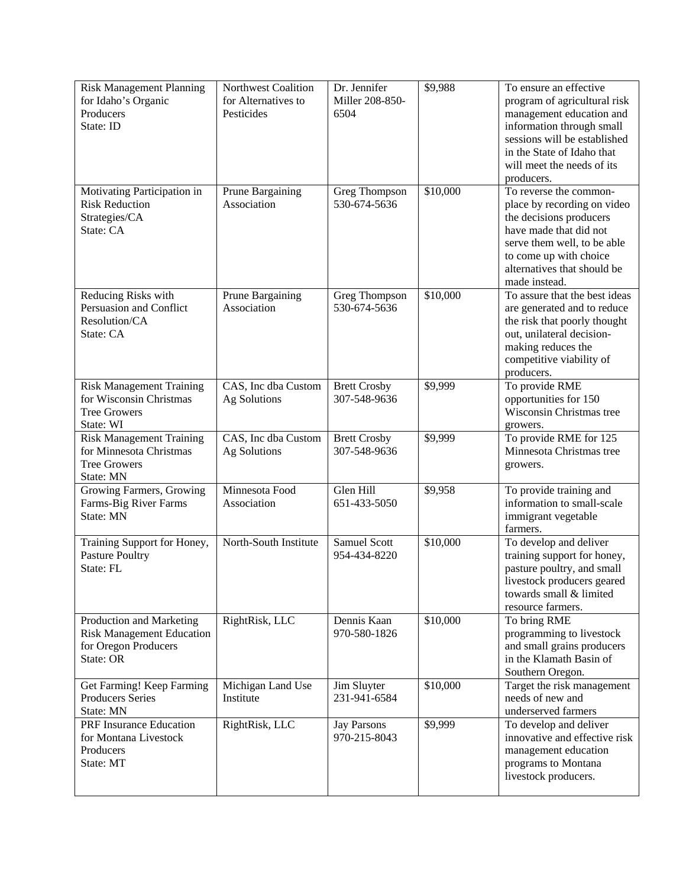| Risk Management Planning for Idaho's Organic Producers State: ID | Northwest Coalition for Alternatives to Pesticides | Dr. Jennifer Miller 208-850-6504 | $9,988 | To ensure an effective program of agricultural risk management education and information through small sessions will be established in the State of Idaho that will meet the needs of its producers. |
|---|---|---|---|---|
| Motivating Participation in Risk Reduction Strategies/CA State: CA | Prune Bargaining Association | Greg Thompson 530-674-5636 | $10,000 | To reverse the common-place by recording on video the decisions producers have made that did not serve them well, to be able to come up with choice alternatives that should be made instead. |
| Reducing Risks with Persuasion and Conflict Resolution/CA State: CA | Prune Bargaining Association | Greg Thompson 530-674-5636 | $10,000 | To assure that the best ideas are generated and to reduce the risk that poorly thought out, unilateral decision-making reduces the competitive viability of producers. |
| Risk Management Training for Wisconsin Christmas Tree Growers State: WI | CAS, Inc dba Custom Ag Solutions | Brett Crosby 307-548-9636 | $9,999 | To provide RME opportunities for 150 Wisconsin Christmas tree growers. |
| Risk Management Training for Minnesota Christmas Tree Growers State: MN | CAS, Inc dba Custom Ag Solutions | Brett Crosby 307-548-9636 | $9,999 | To provide RME for 125 Minnesota Christmas tree growers. |
| Growing Farmers, Growing Farms-Big River Farms State: MN | Minnesota Food Association | Glen Hill 651-433-5050 | $9,958 | To provide training and information to small-scale immigrant vegetable farmers. |
| Training Support for Honey, Pasture Poultry State: FL | North-South Institute | Samuel Scott 954-434-8220 | $10,000 | To develop and deliver training support for honey, pasture poultry, and small livestock producers geared towards small & limited resource farmers. |
| Production and Marketing Risk Management Education for Oregon Producers State: OR | RightRisk, LLC | Dennis Kaan 970-580-1826 | $10,000 | To bring RME programming to livestock and small grains producers in the Klamath Basin of Southern Oregon. |
| Get Farming! Keep Farming Producers Series State: MN | Michigan Land Use Institute | Jim Sluyter 231-941-6584 | $10,000 | Target the risk management needs of new and underserved farmers |
| PRF Insurance Education for Montana Livestock Producers State: MT | RightRisk, LLC | Jay Parsons 970-215-8043 | $9,999 | To develop and deliver innovative and effective risk management education programs to Montana livestock producers. |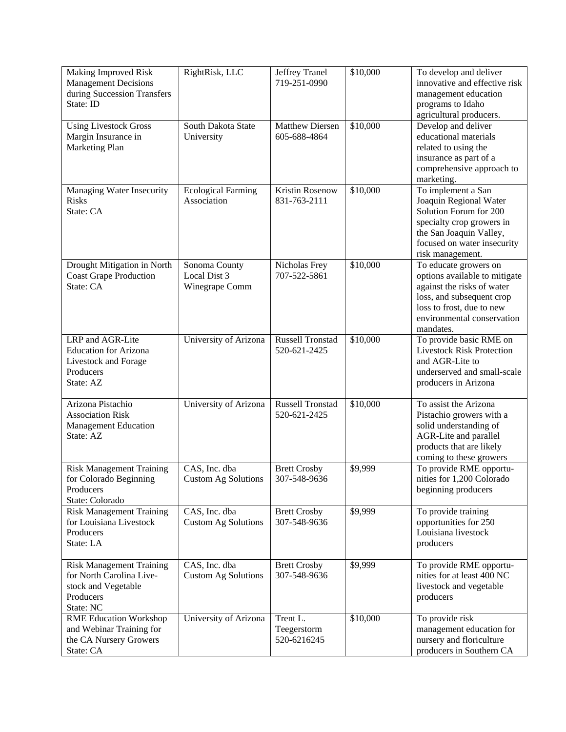| Making Improved Risk Management Decisions during Succession Transfers State: ID | RightRisk, LLC | Jeffrey Tranel 719-251-0990 | $10,000 | To develop and deliver innovative and effective risk management education programs to Idaho agricultural producers. |
|---|---|---|---|---|
| Using Livestock Gross Margin Insurance in Marketing Plan | South Dakota State University | Matthew Diersen 605-688-4864 | $10,000 | Develop and deliver educational materials related to using the insurance as part of a comprehensive approach to marketing. |
| Managing Water Insecurity Risks State: CA | Ecological Farming Association | Kristin Rosenow 831-763-2111 | $10,000 | To implement a San Joaquin Regional Water Solution Forum for 200 specialty crop growers in the San Joaquin Valley, focused on water insecurity risk management. |
| Drought Mitigation in North Coast Grape Production State: CA | Sonoma County Local Dist 3 Winegrape Comm | Nicholas Frey 707-522-5861 | $10,000 | To educate growers on options available to mitigate against the risks of water loss, and subsequent crop loss to frost, due to new environmental conservation mandates. |
| LRP and AGR-Lite Education for Arizona Livestock and Forage Producers State: AZ | University of Arizona | Russell Tronstad 520-621-2425 | $10,000 | To provide basic RME on Livestock Risk Protection and AGR-Lite to underserved and small-scale producers in Arizona |
| Arizona Pistachio Association Risk Management Education State: AZ | University of Arizona | Russell Tronstad 520-621-2425 | $10,000 | To assist the Arizona Pistachio growers with a solid understanding of AGR-Lite and parallel products that are likely coming to these growers |
| Risk Management Training for Colorado Beginning Producers State: Colorado | CAS, Inc. dba Custom Ag Solutions | Brett Crosby 307-548-9636 | $9,999 | To provide RME opportu-nities for 1,200 Colorado beginning producers |
| Risk Management Training for Louisiana Livestock Producers State: LA | CAS, Inc. dba Custom Ag Solutions | Brett Crosby 307-548-9636 | $9,999 | To provide training opportunities for 250 Louisiana livestock producers |
| Risk Management Training for North Carolina Live-stock and Vegetable Producers State: NC | CAS, Inc. dba Custom Ag Solutions | Brett Crosby 307-548-9636 | $9,999 | To provide RME opportu-nities for at least 400 NC livestock and vegetable producers |
| RME Education Workshop and Webinar Training for the CA Nursery Growers State: CA | University of Arizona | Trent L. Teegerstorm 520-6216245 | $10,000 | To provide risk management education for nursery and floriculture producers in Southern CA |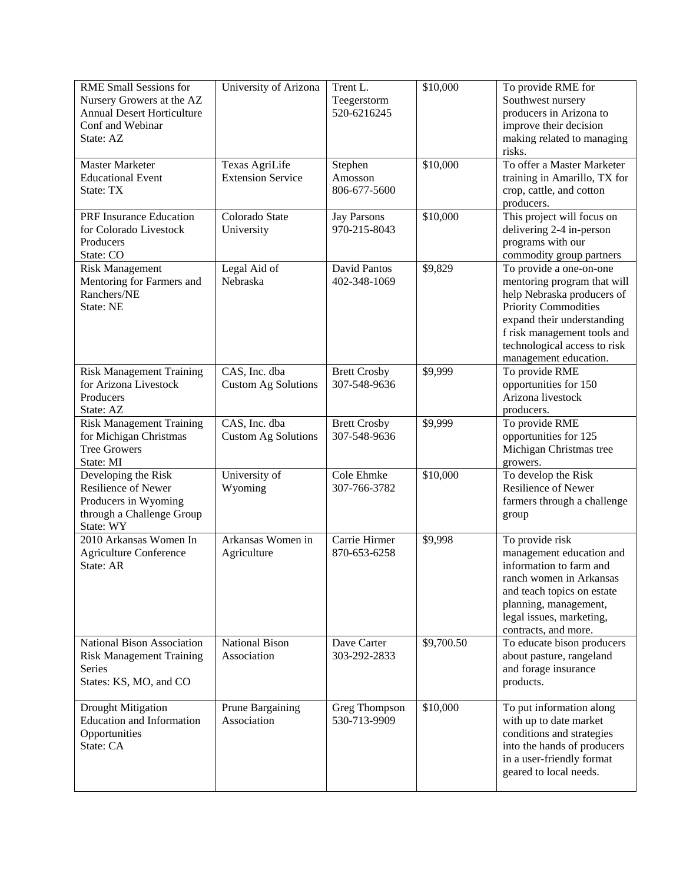| RME Small Sessions for Nursery Growers at the AZ Annual Desert Horticulture Conf and Webinar State: AZ | University of Arizona | Trent L. Teegerstorm 520-6216245 | $10,000 | To provide RME for Southwest nursery producers in Arizona to improve their decision making related to managing risks. |
|---|---|---|---|---|
| Master Marketer Educational Event State: TX | Texas AgriLife Extension Service | Stephen Amosson 806-677-5600 | $10,000 | To offer a Master Marketer training in Amarillo, TX for crop, cattle, and cotton producers. |
| PRF Insurance Education for Colorado Livestock Producers State: CO | Colorado State University | Jay Parsons 970-215-8043 | $10,000 | This project will focus on delivering 2-4 in-person programs with our commodity group partners |
| Risk Management Mentoring for Farmers and Ranchers/NE State: NE | Legal Aid of Nebraska | David Pantos 402-348-1069 | $9,829 | To provide a one-on-one mentoring program that will help Nebraska producers of Priority Commodities expand their understanding f risk management tools and technological access to risk management education. |
| Risk Management Training for Arizona Livestock Producers State: AZ | CAS, Inc. dba Custom Ag Solutions | Brett Crosby 307-548-9636 | $9,999 | To provide RME opportunities for 150 Arizona livestock producers. |
| Risk Management Training for Michigan Christmas Tree Growers State: MI | CAS, Inc. dba Custom Ag Solutions | Brett Crosby 307-548-9636 | $9,999 | To provide RME opportunities for 125 Michigan Christmas tree growers. |
| Developing the Risk Resilience of Newer Producers in Wyoming through a Challenge Group State: WY | University of Wyoming | Cole Ehmke 307-766-3782 | $10,000 | To develop the Risk Resilience of Newer farmers through a challenge group |
| 2010 Arkansas Women In Agriculture Conference State: AR | Arkansas Women in Agriculture | Carrie Hirmer 870-653-6258 | $9,998 | To provide risk management education and information to farm and ranch women in Arkansas and teach topics on estate planning, management, legal issues, marketing, contracts, and more. |
| National Bison Association Risk Management Training Series States: KS, MO, and CO | National Bison Association | Dave Carter 303-292-2833 | $9,700.50 | To educate bison producers about pasture, rangeland and forage insurance products. |
| Drought Mitigation Education and Information Opportunities State: CA | Prune Bargaining Association | Greg Thompson 530-713-9909 | $10,000 | To put information along with up to date market conditions and strategies into the hands of producers in a user-friendly format geared to local needs. |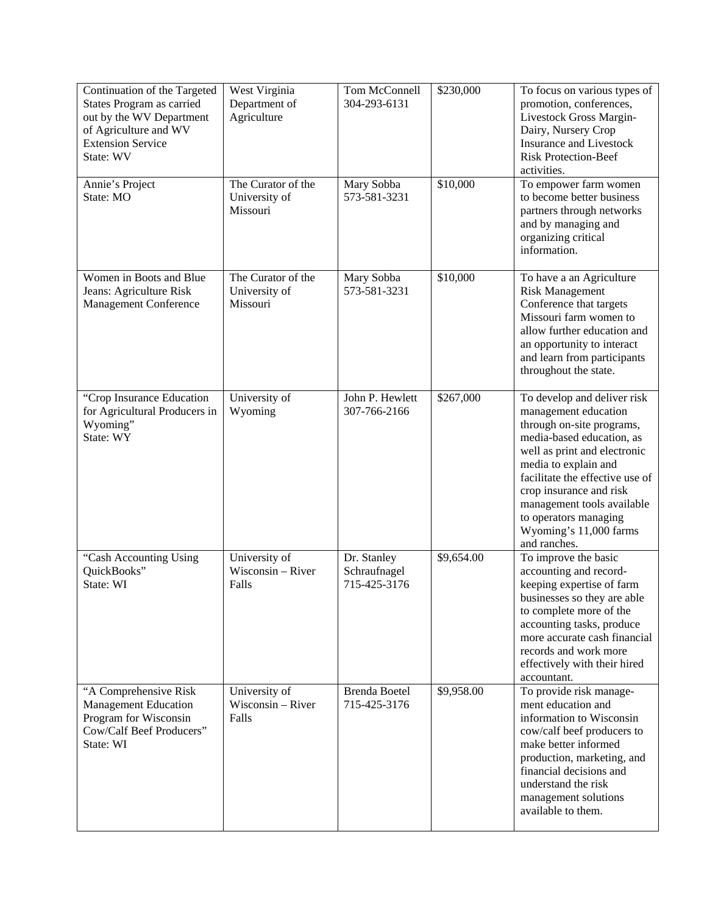| | | | | |
|---|---|---|---|---|
| Continuation of the Targeted States Program as carried out by the WV Department of Agriculture and WV Extension Service<br>State: WV | West Virginia Department of Agriculture | Tom McConnell<br>304-293-6131 | $230,000 | To focus on various types of promotion, conferences, Livestock Gross Margin-Dairy, Nursery Crop Insurance and Livestock Risk Protection-Beef activities. |
| Annie's Project<br>State: MO | The Curator of the University of Missouri | Mary Sobba<br>573-581-3231 | $10,000 | To empower farm women to become better business partners through networks and by managing and organizing critical information. |
| Women in Boots and Blue Jeans: Agriculture Risk Management Conference | The Curator of the University of Missouri | Mary Sobba<br>573-581-3231 | $10,000 | To have a an Agriculture Risk Management Conference that targets Missouri farm women to allow further education and an opportunity to interact and learn from participants throughout the state. |
| "Crop Insurance Education for Agricultural Producers in Wyoming"<br>State: WY | University of Wyoming | John P. Hewlett<br>307-766-2166 | $267,000 | To develop and deliver risk management education through on-site programs, media-based education, as well as print and electronic media to explain and facilitate the effective use of crop insurance and risk management tools available to operators managing Wyoming's 11,000 farms and ranches. |
| "Cash Accounting Using QuickBooks"<br>State: WI | University of Wisconsin – River Falls | Dr. Stanley Schraufnagel<br>715-425-3176 | $9,654.00 | To improve the basic accounting and record-keeping expertise of farm businesses so they are able to complete more of the accounting tasks, produce more accurate cash financial records and work more effectively with their hired accountant. |
| "A Comprehensive Risk Management Education Program for Wisconsin Cow/Calf Beef Producers"<br>State: WI | University of Wisconsin – River Falls | Brenda Boetel<br>715-425-3176 | $9,958.00 | To provide risk management education and information to Wisconsin cow/calf beef producers to make better informed production, marketing, and financial decisions and understand the risk management solutions available to them. |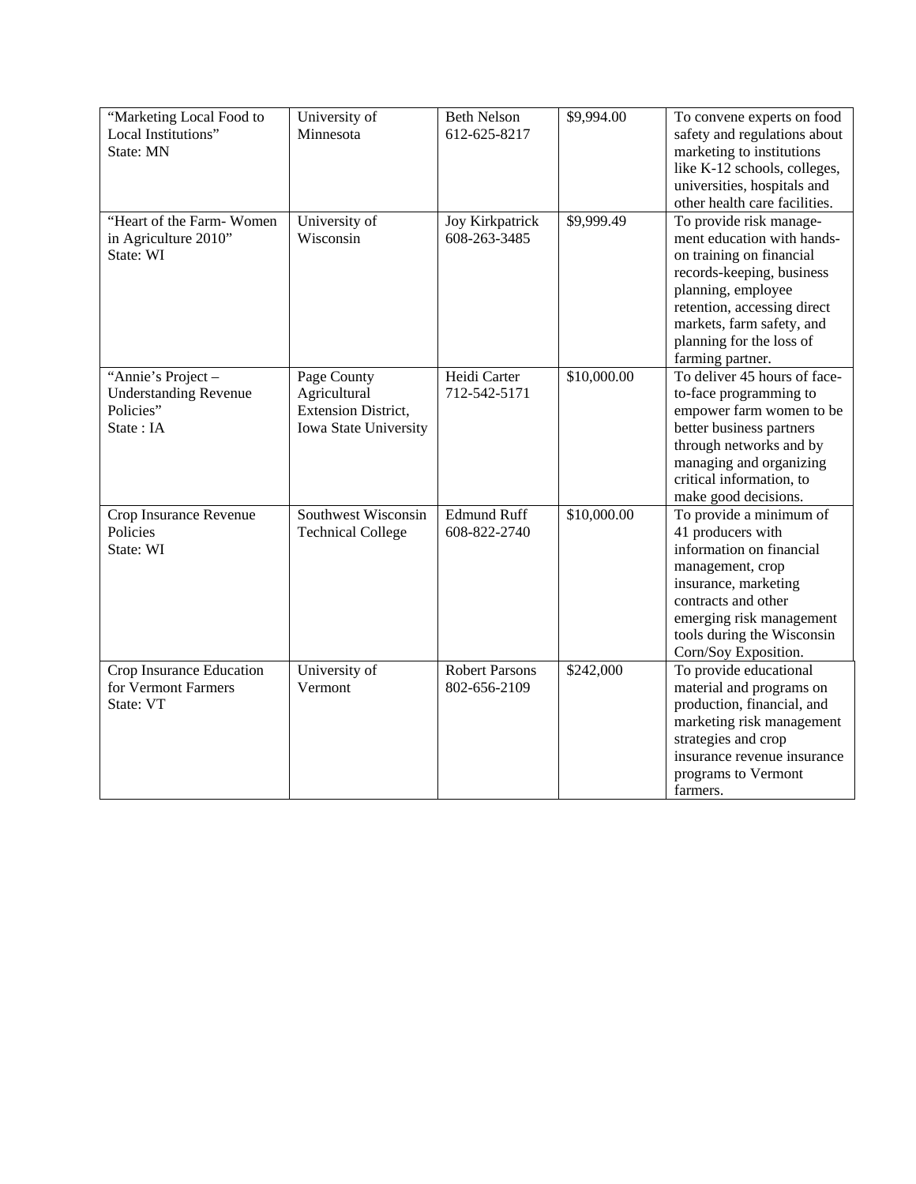| | | | | |
|---|---|---|---|---|
| "Marketing Local Food to Local Institutions" State: MN | University of Minnesota | Beth Nelson 612-625-8217 | $9,994.00 | To convene experts on food safety and regulations about marketing to institutions like K-12 schools, colleges, universities, hospitals and other health care facilities. |
| "Heart of the Farm- Women in Agriculture 2010" State: WI | University of Wisconsin | Joy Kirkpatrick 608-263-3485 | $9,999.49 | To provide risk management education with hands-on training on financial records-keeping, business planning, employee retention, accessing direct markets, farm safety, and planning for the loss of farming partner. |
| "Annie's Project – Understanding Revenue Policies" State : IA | Page County Agricultural Extension District, Iowa State University | Heidi Carter 712-542-5171 | $10,000.00 | To deliver 45 hours of face-to-face programming to empower farm women to be better business partners through networks and by managing and organizing critical information, to make good decisions. |
| Crop Insurance Revenue Policies State: WI | Southwest Wisconsin Technical College | Edmund Ruff 608-822-2740 | $10,000.00 | To provide a minimum of 41 producers with information on financial management, crop insurance, marketing contracts and other emerging risk management tools during the Wisconsin Corn/Soy Exposition. |
| Crop Insurance Education for Vermont Farmers State: VT | University of Vermont | Robert Parsons 802-656-2109 | $242,000 | To provide educational material and programs on production, financial, and marketing risk management strategies and crop insurance revenue insurance programs to Vermont farmers. |